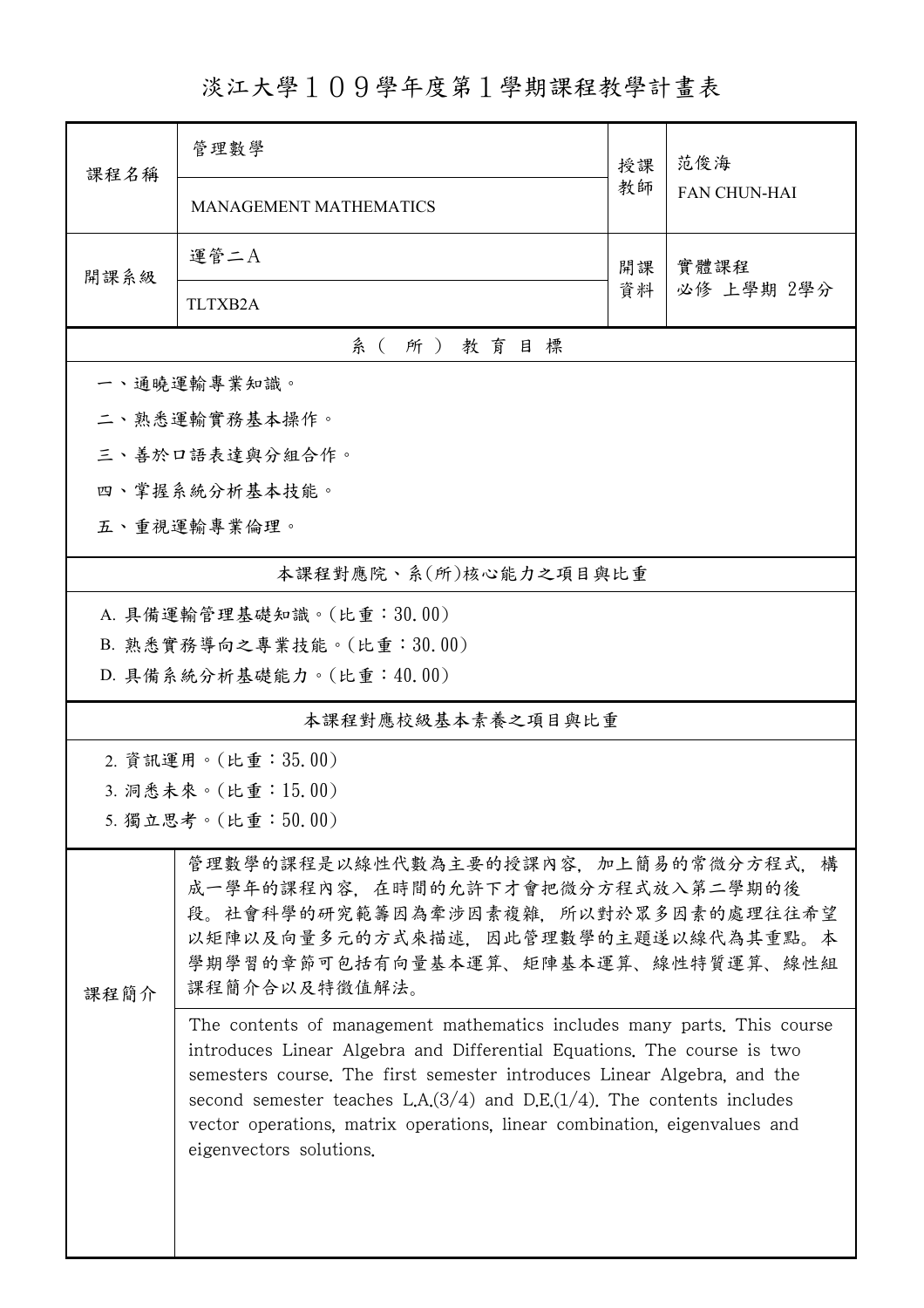# 淡江大學１０９學年度第１學期課程教學計畫表

| | | | |
|---|---|---|---|
| 課程名稱 | 管理數學<br>MANAGEMENT MATHEMATICS | 授課教師 | 范俊海<br>FAN CHUN-HAI |
| 開課系級 | 運管二A<br>TLTXB2A | 開課資料 | 實體課程<br>必修 上學期 2學分 |

## 系（所）教育目標

一、通曉運輸專業知識。

二、熟悉運輸實務基本操作。

三、善於口語表達與分組合作。

四、掌握系統分析基本技能。

五、重視運輸專業倫理。

## 本課程對應院、系(所)核心能力之項目與比重

A. 具備運輸管理基礎知識。(比重：30.00)

B. 熟悉實務導向之專業技能。(比重：30.00)

D. 具備系統分析基礎能力。(比重：40.00)

## 本課程對應校級基本素養之項目與比重

2. 資訊運用。(比重：35.00)

3. 洞悉未來。(比重：15.00)

5. 獨立思考。(比重：50.00)

## 課程簡介

管理數學的課程是以線性代數為主要的授課內容，加上簡易的常微分方程式，構成一學年的課程內容，在時間的允許下才會把微分方程式放入第二學期的後段。社會科學的研究範籌因為牽涉因素複雜，所以對於眾多因素的處理往往希望以矩陣以及向量多元的方式來描述，因此管理數學的主題遂以線代為其重點。本學期學習的章節可包括有向量基本運算、矩陣基本運算、線性特質運算、線性組課程簡介合以及特徵值解法。

The contents of management mathematics includes many parts. This course introduces Linear Algebra and Differential Equations. The course is two semesters course. The first semester introduces Linear Algebra, and the second semester teaches L.A.(3/4) and D.E.(1/4). The contents includes vector operations, matrix operations, linear combination, eigenvalues and eigenvectors solutions.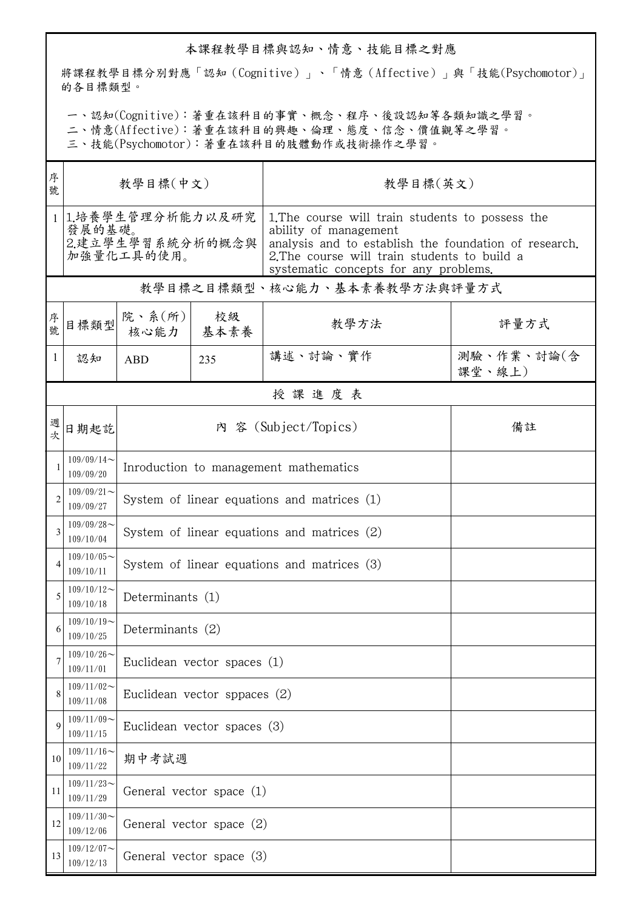## 本課程教學目標與認知、情意、技能目標之對應

將課程教學目標分別對應「認知（Cognitive）」、「情意（Affective）」與「技能(Psychomotor)」的各目標類型。

一、認知(Cognitive)：著重在該科目的事實、概念、程序、後設認知等各類知識之學習。
二、情意(Affective)：著重在該科目的興趣、倫理、態度、信念、價值觀等之學習。
三、技能(Psychomotor)：著重在該科目的肢體動作或技術操作之學習。

| 序號 | 教學目標(中文) | 教學目標(英文) |
|---|---|---|
| 1 | 1.培養學生管理分析能力以及研究發展的基礎。<br>2.建立學生學習系統分析的概念與加強量化工具的使用。 | 1.The course will train students to possess the ability of management analysis and to establish the foundation of research.<br>2.The course will train students to build a systematic concepts for any problems. |

## 教學目標之目標類型、核心能力、基本素養教學方法與評量方式

| 序號 | 目標類型 | 院、系(所)核心能力 | 校級基本素養 | 教學方法 | 評量方式 |
|---|---|---|---|---|---|
| 1 | 認知 | ABD | 235 | 講述、討論、實作 | 測驗、作業、討論(含課堂、線上) |

## 授 課 進 度 表

| 週次 | 日期起訖 | 內 容 (Subject/Topics) | 備註 |
|---|---|---|---|
| 1 | 109/09/14～109/09/20 | Inroduction to management mathematics | |
| 2 | 109/09/21～109/09/27 | System of linear equations and matrices (1) | |
| 3 | 109/09/28～109/10/04 | System of linear equations and matrices (2) | |
| 4 | 109/10/05～109/10/11 | System of linear equations and matrices (3) | |
| 5 | 109/10/12～109/10/18 | Determinants (1) | |
| 6 | 109/10/19～109/10/25 | Determinants (2) | |
| 7 | 109/10/26～109/11/01 | Euclidean vector spaces (1) | |
| 8 | 109/11/02～109/11/08 | Euclidean vector sppaces (2) | |
| 9 | 109/11/09～109/11/15 | Euclidean vector spaces (3) | |
| 10 | 109/11/16～109/11/22 | 期中考試週 | |
| 11 | 109/11/23～109/11/29 | General vector space (1) | |
| 12 | 109/11/30～109/12/06 | General vector space (2) | |
| 13 | 109/12/07～109/12/13 | General vector space (3) | |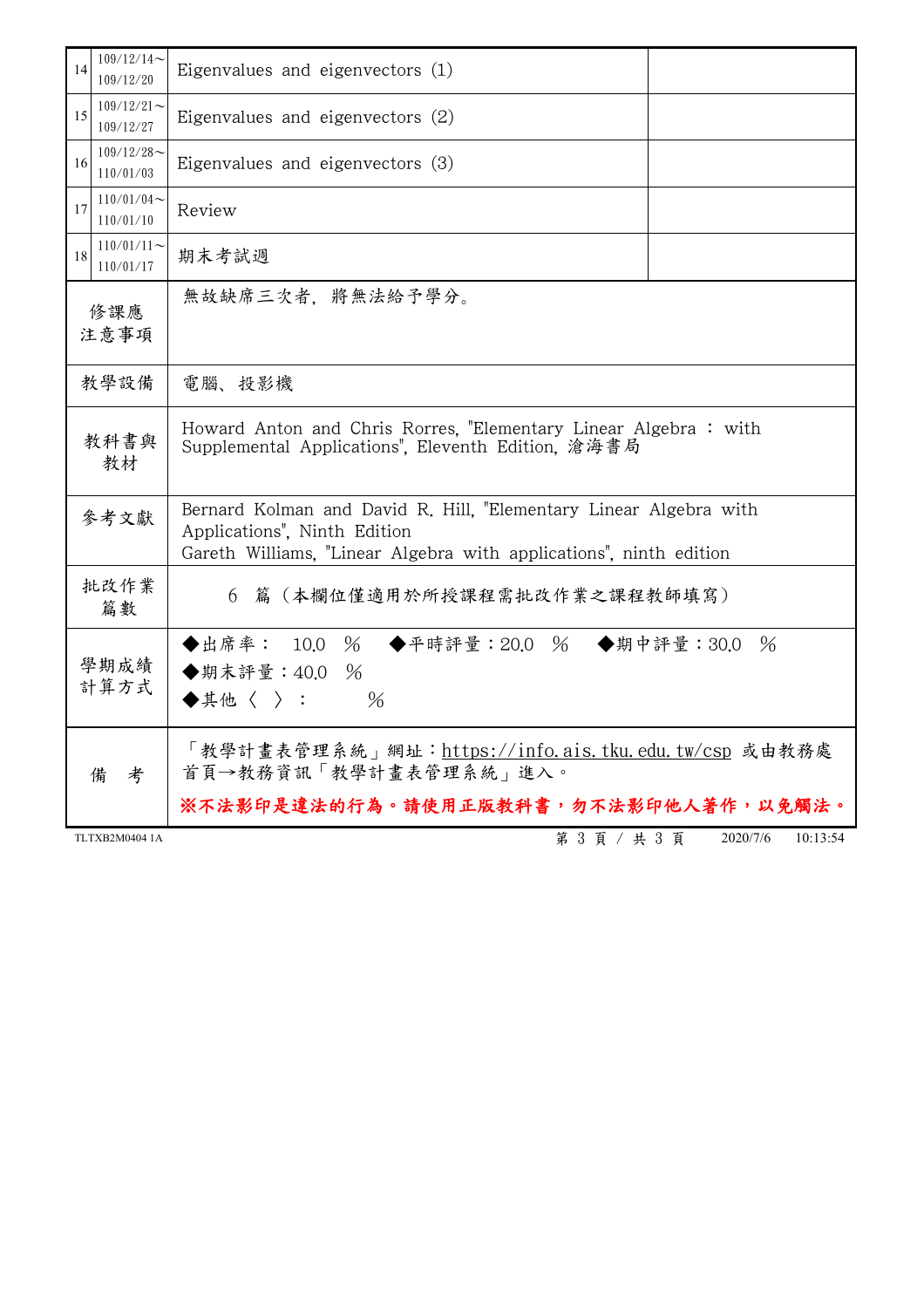| | | | |
|---|---|---|---|
| 14 | 109/12/14～<br>109/12/20 | Eigenvalues and eigenvectors (1) | |
| 15 | 109/12/21～<br>109/12/27 | Eigenvalues and eigenvectors (2) | |
| 16 | 109/12/28～<br>110/01/03 | Eigenvalues and eigenvectors (3) | |
| 17 | 110/01/04～<br>110/01/10 | Review | |
| 18 | 110/01/11～<br>110/01/17 | 期末考試週 | |

| | |
|---|---|
| 修課應注意事項 | 無故缺席三次者，將無法給予學分。 |
| 教學設備 | 電腦、投影機 |
| 教科書與教材 | Howard Anton and Chris Rorres, "Elementary Linear Algebra : with Supplemental Applications", Eleventh Edition, 滄海書局 |
| 參考文獻 | Bernard Kolman and David R. Hill, "Elementary Linear Algebra with Applications", Ninth Edition<br>Gareth Williams, "Linear Algebra with applications", ninth edition |
| 批改作業篇數 | 6 篇（本欄位僅適用於所授課程需批改作業之課程教師填寫） |
| 學期成績計算方式 | ◆出席率： 10.0 ％ ◆平時評量：20.0 ％ ◆期中評量：30.0 ％<br>◆期末評量：40.0 ％<br>◆其他〈 〉： ％ |
| 備　考 | 「教學計畫表管理系統」網址：https://info.ais.tku.edu.tw/csp 或由教務處首頁→教務資訊「教學計畫表管理系統」進入。<br>**※不法影印是違法的行為。請使用正版教科書，勿不法影印他人著作，以免觸法。** |

TLTXB2M0404 1A　　2020/7/6　10:13:54